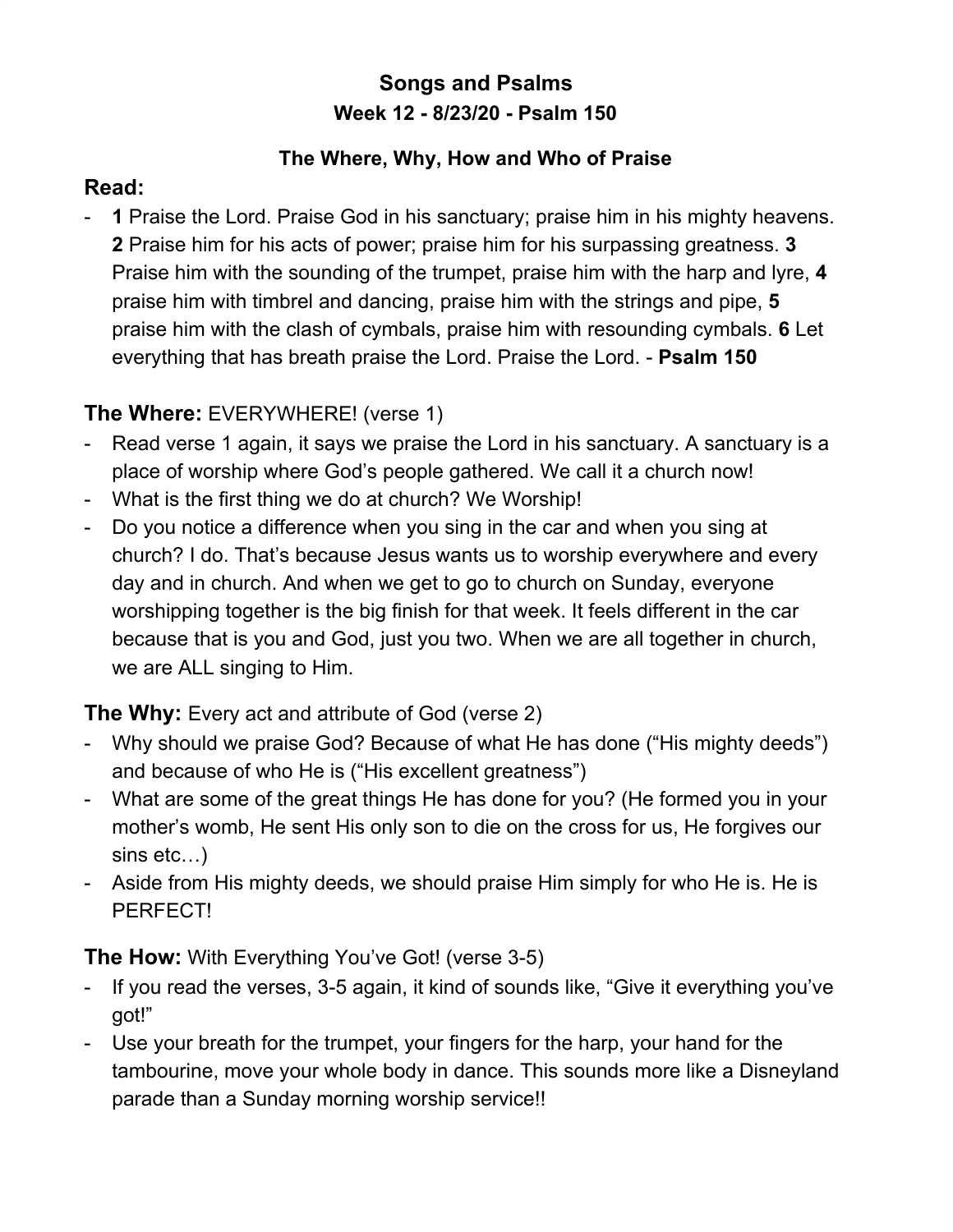# Songs and Psalms

## Week 12 - 8/23/20 - Psalm 150

### The Where, Why, How and Who of Praise

## Read:

- **1** Praise the Lord. Praise God in his sanctuary; praise him in his mighty heavens. **2** Praise him for his acts of power; praise him for his surpassing greatness. **3** Praise him with the sounding of the trumpet, praise him with the harp and lyre, **4** praise him with timbrel and dancing, praise him with the strings and pipe, **5** praise him with the clash of cymbals, praise him with resounding cymbals. **6** Let everything that has breath praise the Lord. Praise the Lord. - **Psalm 150**

**The Where:** EVERYWHERE! (verse 1)

- Read verse 1 again, it says we praise the Lord in his sanctuary. A sanctuary is a place of worship where God's people gathered. We call it a church now!
- What is the first thing we do at church? We Worship!
- Do you notice a difference when you sing in the car and when you sing at church? I do. That's because Jesus wants us to worship everywhere and every day and in church. And when we get to go to church on Sunday, everyone worshipping together is the big finish for that week. It feels different in the car because that is you and God, just you two. When we are all together in church, we are ALL singing to Him.

**The Why:** Every act and attribute of God (verse 2)

- Why should we praise God? Because of what He has done ("His mighty deeds") and because of who He is ("His excellent greatness")
- What are some of the great things He has done for you? (He formed you in your mother's womb, He sent His only son to die on the cross for us, He forgives our sins etc…)
- Aside from His mighty deeds, we should praise Him simply for who He is. He is PERFECT!

**The How:** With Everything You've Got! (verse 3-5)

- If you read the verses, 3-5 again, it kind of sounds like, "Give it everything you've got!"
- Use your breath for the trumpet, your fingers for the harp, your hand for the tambourine, move your whole body in dance. This sounds more like a Disneyland parade than a Sunday morning worship service!!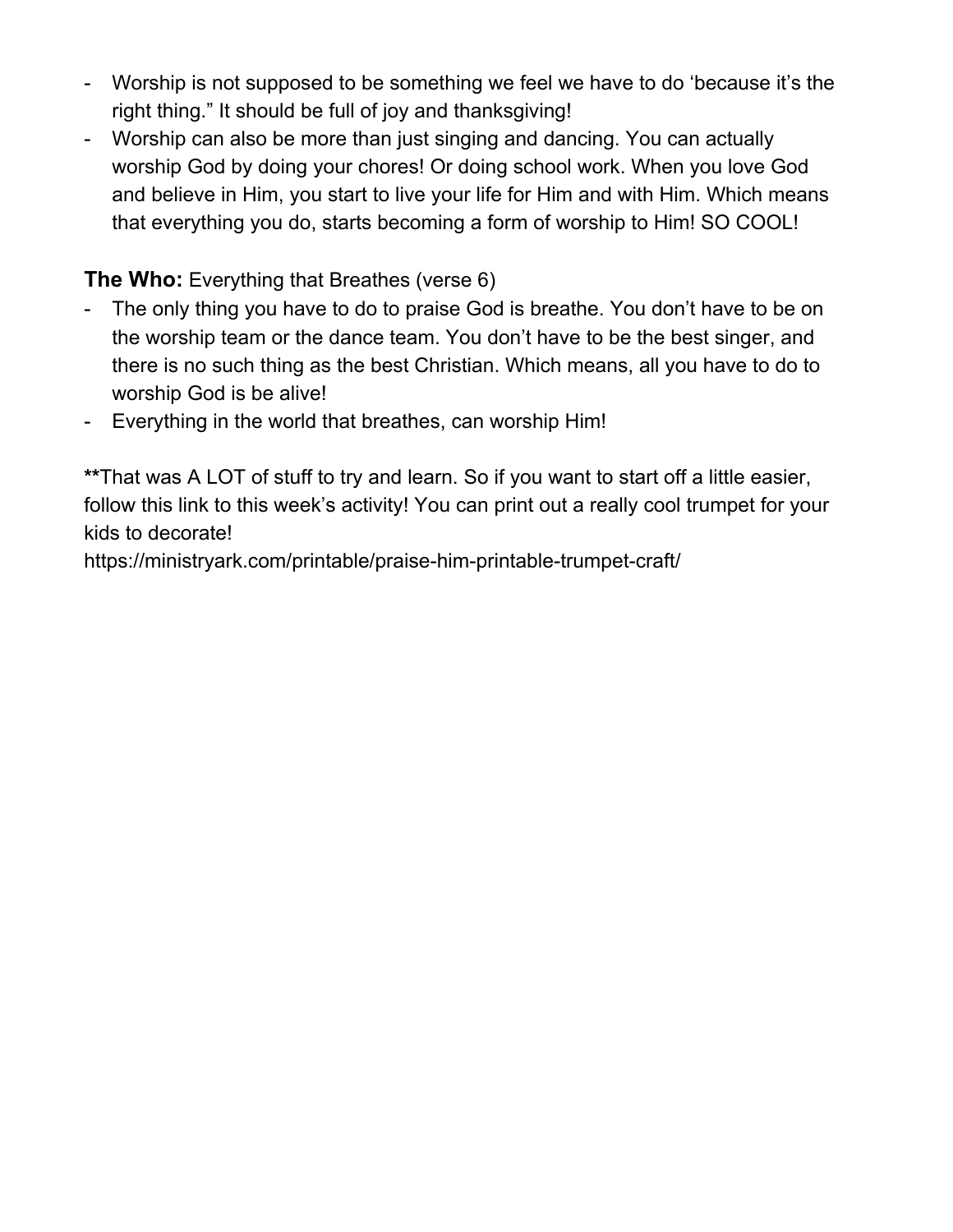- Worship is not supposed to be something we feel we have to do ‘because it’s the right thing.” It should be full of joy and thanksgiving!
- Worship can also be more than just singing and dancing. You can actually worship God by doing your chores! Or doing school work. When you love God and believe in Him, you start to live your life for Him and with Him. Which means that everything you do, starts becoming a form of worship to Him! SO COOL!

**The Who:** Everything that Breathes (verse 6)

- The only thing you have to do to praise God is breathe. You don’t have to be on the worship team or the dance team. You don’t have to be the best singer, and there is no such thing as the best Christian. Which means, all you have to do to worship God is be alive!
- Everything in the world that breathes, can worship Him!

**\*\***That was A LOT of stuff to try and learn. So if you want to start off a little easier, follow this link to this week’s activity! You can print out a really cool trumpet for your kids to decorate!
https://ministryark.com/printable/praise-him-printable-trumpet-craft/